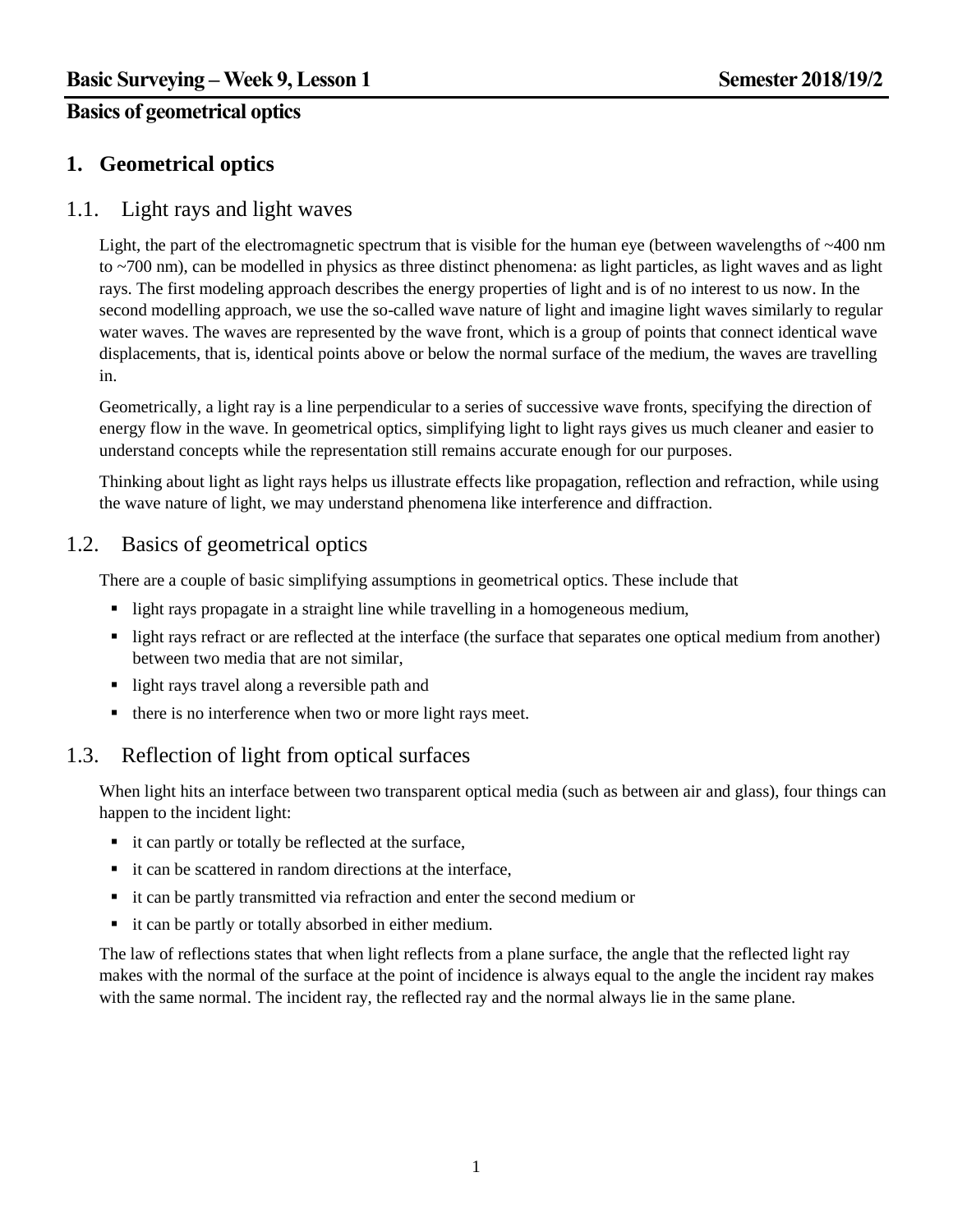# Basics of geometrical optics

## 1. Geometrical optics

### 1.1. Light rays and light waves

Light, the part of the electromagnetic spectrum that is visible for the human eye (between wavelengths of ~400 nm to ~700 nm), can be modelled in physics as three distinct phenomena: as light particles, as light waves and as light rays. The first modeling approach describes the energy properties of light and is of no interest to us now. In the second modelling approach, we use the so-called wave nature of light and imagine light waves similarly to regular water waves. The waves are represented by the wave front, which is a group of points that connect identical wave displacements, that is, identical points above or below the normal surface of the medium, the waves are travelling in.

Geometrically, a light ray is a line perpendicular to a series of successive wave fronts, specifying the direction of energy flow in the wave. In geometrical optics, simplifying light to light rays gives us much cleaner and easier to understand concepts while the representation still remains accurate enough for our purposes.

Thinking about light as light rays helps us illustrate effects like propagation, reflection and refraction, while using the wave nature of light, we may understand phenomena like interference and diffraction.

### 1.2. Basics of geometrical optics

There are a couple of basic simplifying assumptions in geometrical optics. These include that

- light rays propagate in a straight line while travelling in a homogeneous medium,
- light rays refract or are reflected at the interface (the surface that separates one optical medium from another) between two media that are not similar,
- light rays travel along a reversible path and
- there is no interference when two or more light rays meet.

### 1.3. Reflection of light from optical surfaces

When light hits an interface between two transparent optical media (such as between air and glass), four things can happen to the incident light:

- it can partly or totally be reflected at the surface,
- it can be scattered in random directions at the interface,
- it can be partly transmitted via refraction and enter the second medium or
- it can be partly or totally absorbed in either medium.

The law of reflections states that when light reflects from a plane surface, the angle that the reflected light ray makes with the normal of the surface at the point of incidence is always equal to the angle the incident ray makes with the same normal. The incident ray, the reflected ray and the normal always lie in the same plane.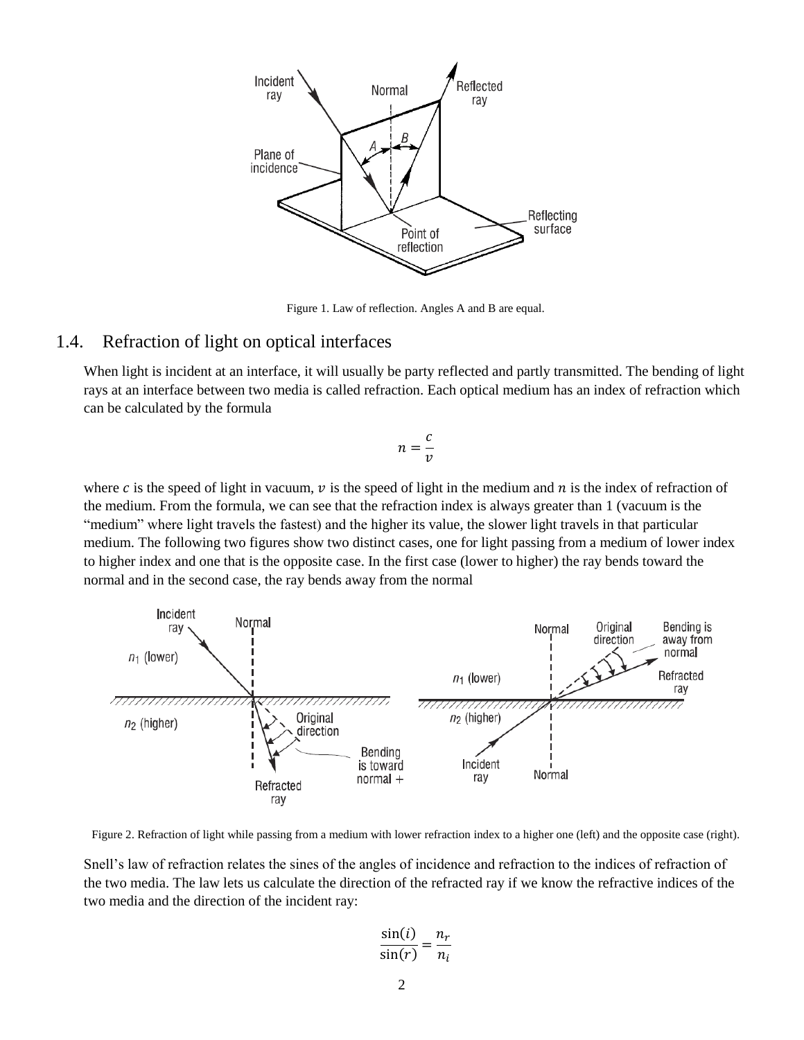Figure 1. Law of reflection. Angles A and B are equal.

## 1.4. Refraction of light on optical interfaces

When light is incident at an interface, it will usually be party reflected and partly transmitted. The bending of light rays at an interface between two media is called refraction. Each optical medium has an index of refraction which can be calculated by the formula

$$n = \frac{c}{v}$$

where $c$ is the speed of light in vacuum, $v$ is the speed of light in the medium and $n$ is the index of refraction of the medium. From the formula, we can see that the refraction index is always greater than 1 (vacuum is the "medium" where light travels the fastest) and the higher its value, the slower light travels in that particular medium. The following two figures show two distinct cases, one for light passing from a medium of lower index to higher index and one that is the opposite case. In the first case (lower to higher) the ray bends toward the normal and in the second case, the ray bends away from the normal

Figure 2. Refraction of light while passing from a medium with lower refraction index to a higher one (left) and the opposite case (right).

Snell's law of refraction relates the sines of the angles of incidence and refraction to the indices of refraction of the two media. The law lets us calculate the direction of the refracted ray if we know the refractive indices of the two media and the direction of the incident ray:

$$\frac{\sin(i)}{\sin(r)} = \frac{n_r}{n_i}$$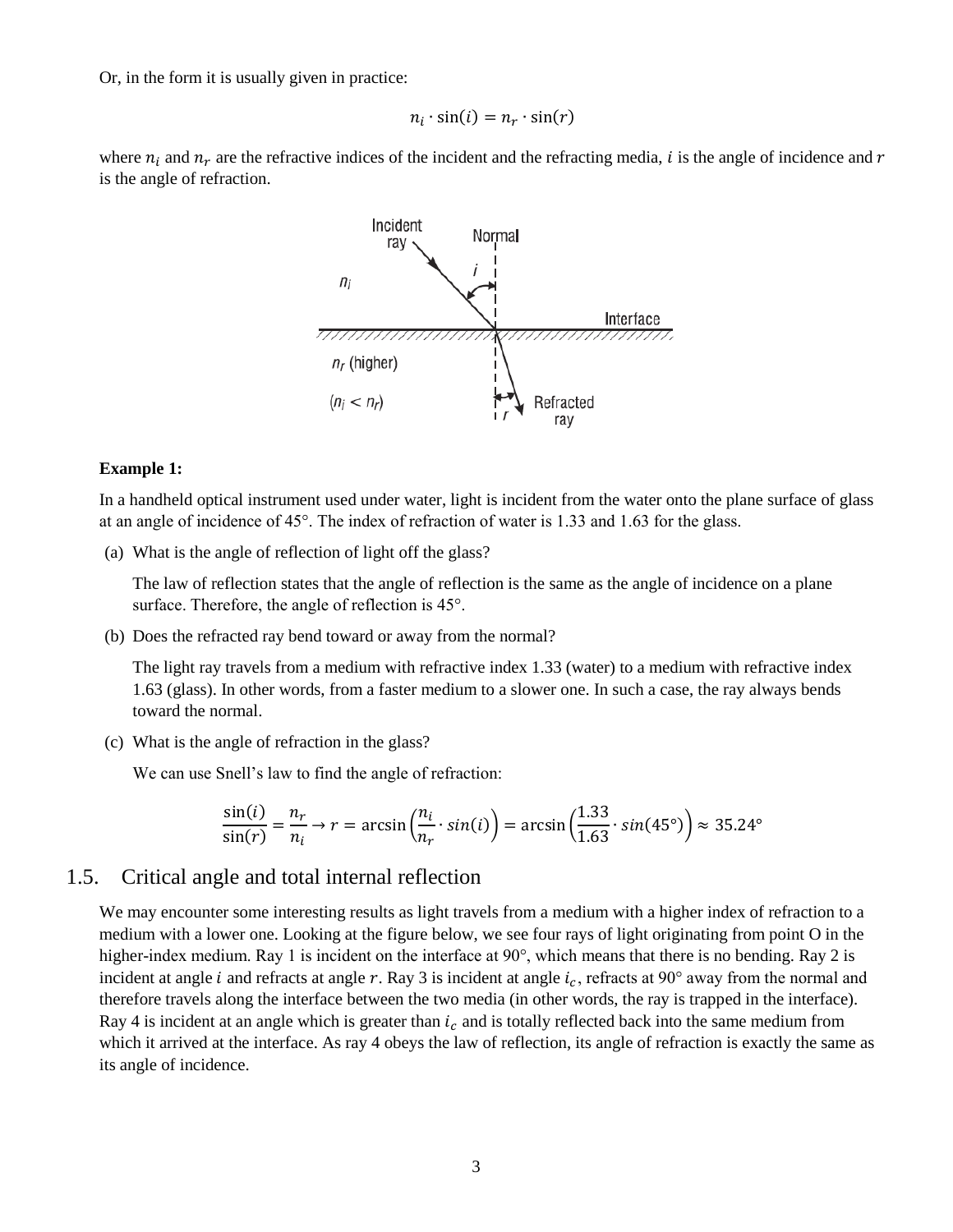Or, in the form it is usually given in practice:

$$n_i \cdot \sin(i) = n_r \cdot \sin(r)$$

where $n_i$ and $n_r$ are the refractive indices of the incident and the refracting media, $i$ is the angle of incidence and $r$ is the angle of refraction.

**Example 1:**

In a handheld optical instrument used under water, light is incident from the water onto the plane surface of glass at an angle of incidence of 45°. The index of refraction of water is 1.33 and 1.63 for the glass.

(a) What is the angle of reflection of light off the glass?

The law of reflection states that the angle of reflection is the same as the angle of incidence on a plane surface. Therefore, the angle of reflection is 45°.

(b) Does the refracted ray bend toward or away from the normal?

The light ray travels from a medium with refractive index 1.33 (water) to a medium with refractive index 1.63 (glass). In other words, from a faster medium to a slower one. In such a case, the ray always bends toward the normal.

(c) What is the angle of refraction in the glass?

We can use Snell's law to find the angle of refraction:

$$\frac{\sin(i)}{\sin(r)} = \frac{n_r}{n_i} \rightarrow r = \arcsin\left(\frac{n_i}{n_r} \cdot sin(i)\right) = \arcsin\left(\frac{1.33}{1.63} \cdot sin(45°)\right) \approx 35.24°$$

## 1.5. Critical angle and total internal reflection

We may encounter some interesting results as light travels from a medium with a higher index of refraction to a medium with a lower one. Looking at the figure below, we see four rays of light originating from point O in the higher-index medium. Ray 1 is incident on the interface at 90°, which means that there is no bending. Ray 2 is incident at angle $i$ and refracts at angle $r$. Ray 3 is incident at angle $i_c$, refracts at 90° away from the normal and therefore travels along the interface between the two media (in other words, the ray is trapped in the interface). Ray 4 is incident at an angle which is greater than $i_c$ and is totally reflected back into the same medium from which it arrived at the interface. As ray 4 obeys the law of reflection, its angle of refraction is exactly the same as its angle of incidence.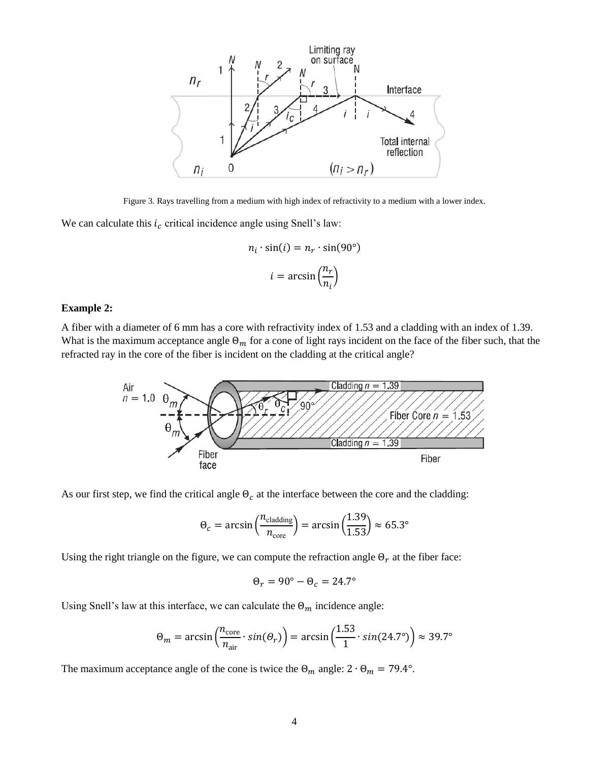Figure 3. Rays travelling from a medium with high index of refractivity to a medium with a lower index.

We can calculate this $i_c$ critical incidence angle using Snell's law:

$$n_i \cdot \sin(i) = n_r \cdot \sin(90°)$$

$$i = \arcsin\left(\frac{n_r}{n_i}\right)$$

**Example 2:**

A fiber with a diameter of 6 mm has a core with refractivity index of 1.53 and a cladding with an index of 1.39. What is the maximum acceptance angle $\Theta_m$ for a cone of light rays incident on the face of the fiber such, that the refracted ray in the core of the fiber is incident on the cladding at the critical angle?

As our first step, we find the critical angle $\Theta_c$ at the interface between the core and the cladding:

$$\Theta_c = \arcsin\left(\frac{n_{\text{cladding}}}{n_{\text{core}}}\right) = \arcsin\left(\frac{1.39}{1.53}\right) \approx 65.3°$$

Using the right triangle on the figure, we can compute the refraction angle $\Theta_r$ at the fiber face:

$$\Theta_r = 90° - \Theta_c = 24.7°$$

Using Snell's law at this interface, we can calculate the $\Theta_m$ incidence angle:

$$\Theta_m = \arcsin\left(\frac{n_{\text{core}}}{n_{\text{air}}} \cdot sin(\Theta_r)\right) = \arcsin\left(\frac{1.53}{1} \cdot sin(24.7°)\right) \approx 39.7°$$

The maximum acceptance angle of the cone is twice the $\Theta_m$ angle: $2 \cdot \Theta_m = 79.4°$.